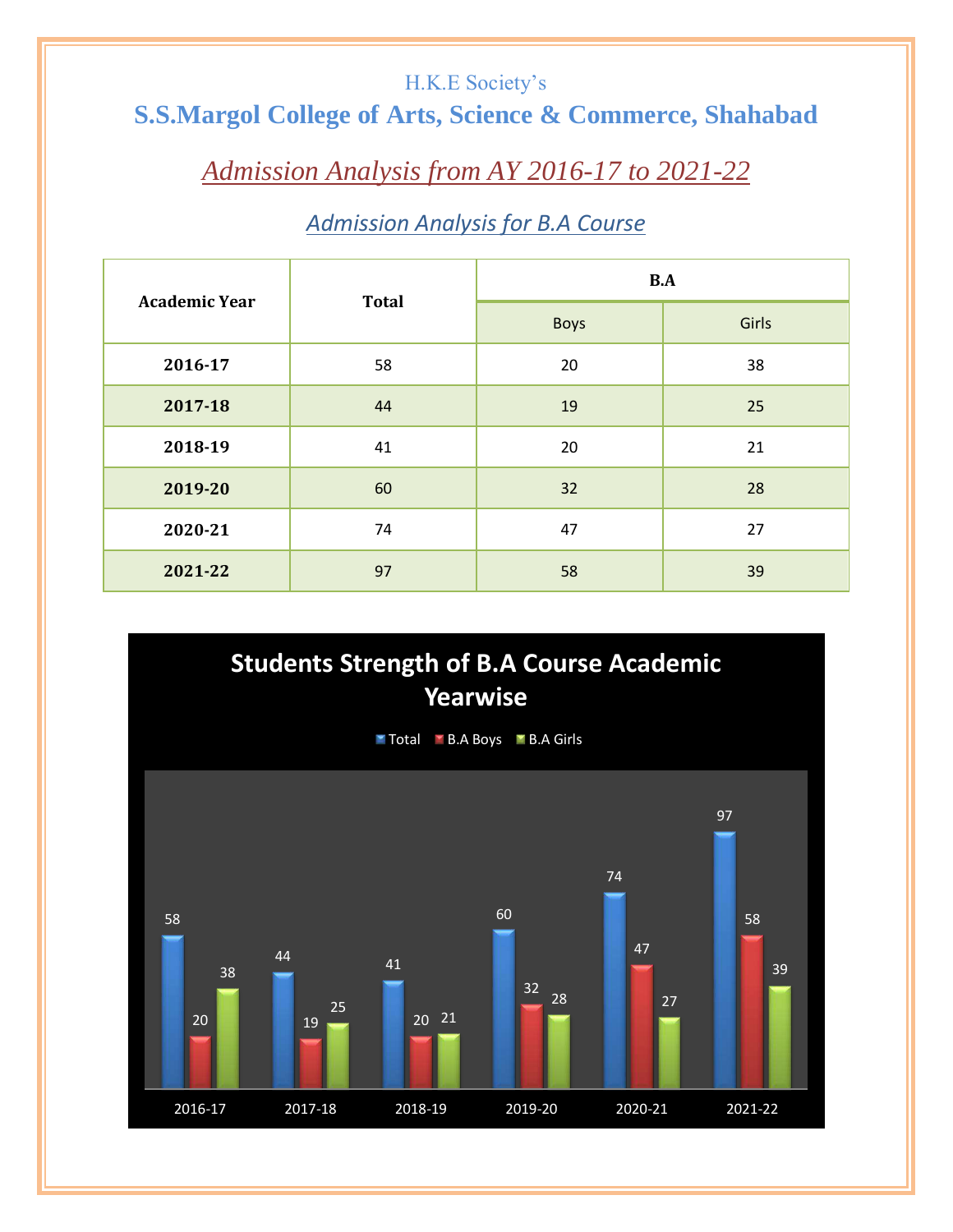H.K.E Society's

# S.S.Margol College of Arts, Science & Commerce, Shahabad

## *Admission Analysis from AY 2016-17 to 2021-22*

### *Admission Analysis for B.A Course*

| Academic Year | Total | B.A | |
|---|---|---|---|
| | | Boys | Girls |
| 2016-17 | 58 | 20 | 38 |
| 2017-18 | 44 | 19 | 25 |
| 2018-19 | 41 | 20 | 21 |
| 2019-20 | 60 | 32 | 28 |
| 2020-21 | 74 | 47 | 27 |
| 2021-22 | 97 | 58 | 39 |

**Students Strength of B.A Course Academic Yearwise**

| Academic Year | Total | B.A Boys | B.A Girls |
|---|---|---|---|
| 2016-17 | 58 | 20 | 38 |
| 2017-18 | 44 | 19 | 25 |
| 2018-19 | 41 | 20 | 21 |
| 2019-20 | 60 | 32 | 28 |
| 2020-21 | 74 | 47 | 27 |
| 2021-22 | 97 | 58 | 39 |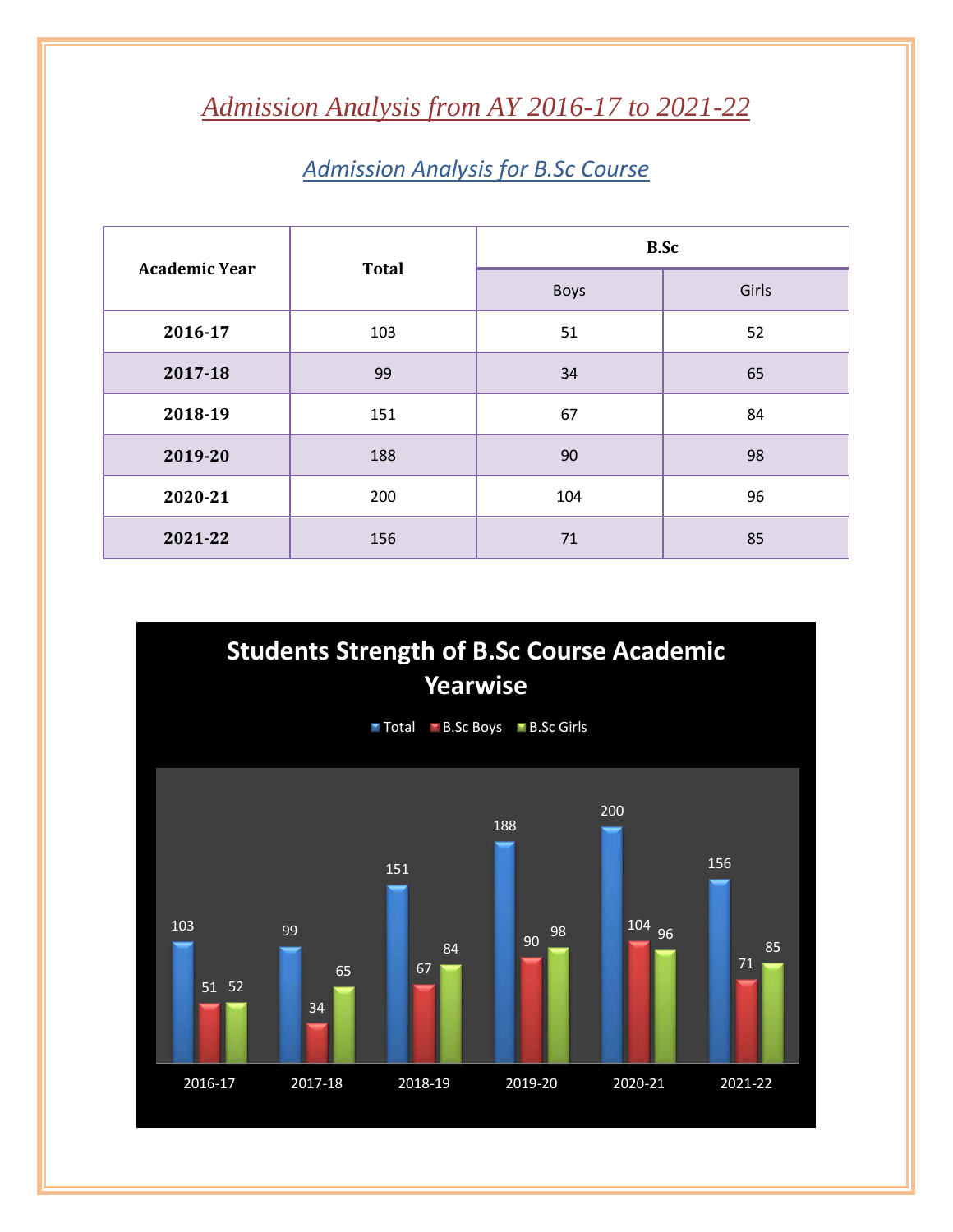# Admission Analysis from AY 2016-17 to 2021-22

## Admission Analysis for B.Sc Course

| Academic Year | Total | B.Sc | |
|---|---|---|---|
| | | Boys | Girls |
| **2016-17** | 103 | 51 | 52 |
| **2017-18** | 99 | 34 | 65 |
| **2018-19** | 151 | 67 | 84 |
| **2019-20** | 188 | 90 | 98 |
| **2020-21** | 200 | 104 | 96 |
| **2021-22** | 156 | 71 | 85 |

**Students Strength of B.Sc Course Academic Yearwise**

| Academic Year | Total | B.Sc Boys | B.Sc Girls |
|---|---|---|---|
| 2016-17 | 103 | 51 | 52 |
| 2017-18 | 99 | 34 | 65 |
| 2018-19 | 151 | 67 | 84 |
| 2019-20 | 188 | 90 | 98 |
| 2020-21 | 200 | 104 | 96 |
| 2021-22 | 156 | 71 | 85 |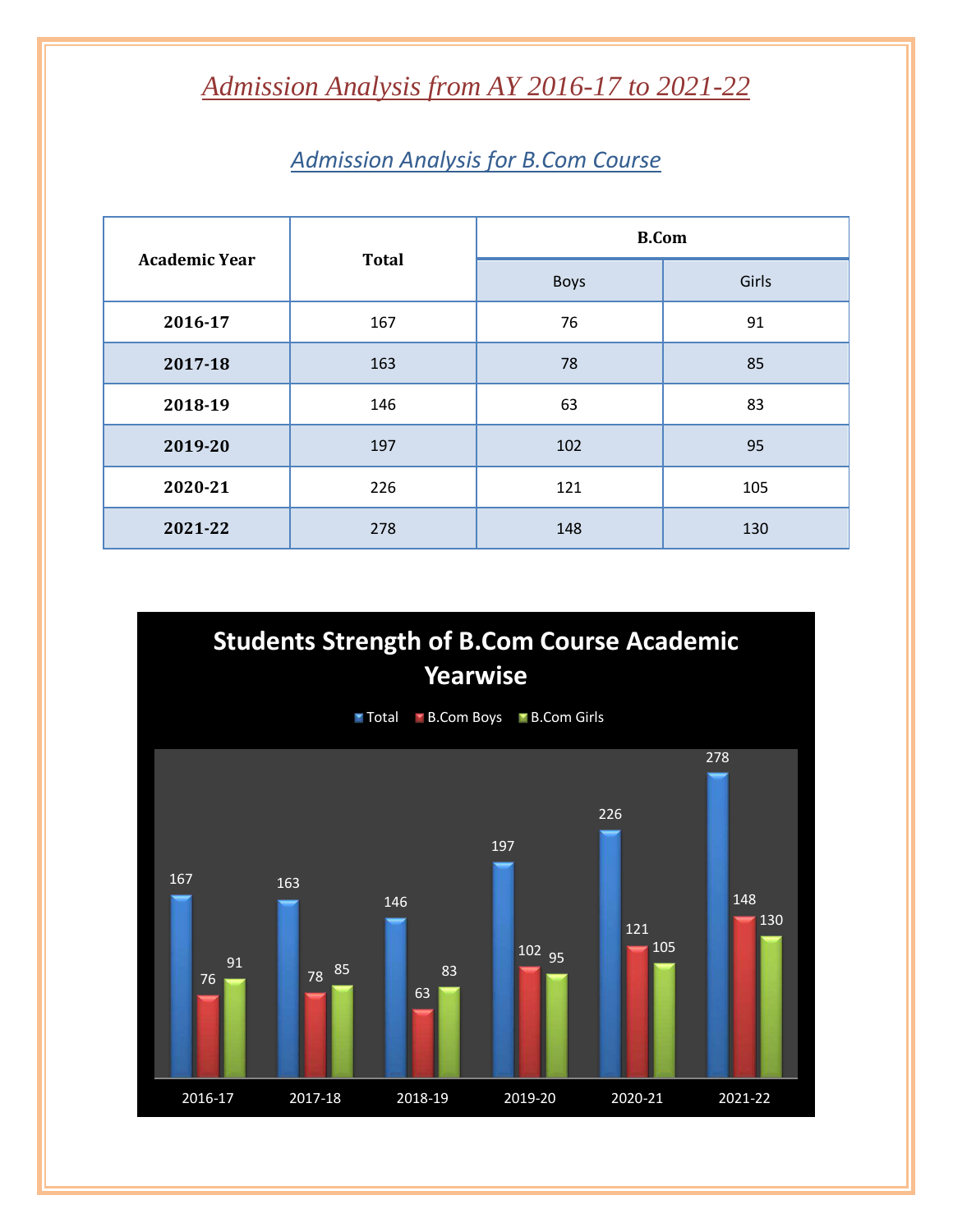# *Admission Analysis from AY 2016-17 to 2021-22*

## *Admission Analysis for B.Com Course*

| Academic Year | Total | B.Com | |
|---|---|---|---|
| | | Boys | Girls |
| **2016-17** | 167 | 76 | 91 |
| **2017-18** | 163 | 78 | 85 |
| **2018-19** | 146 | 63 | 83 |
| **2019-20** | 197 | 102 | 95 |
| **2020-21** | 226 | 121 | 105 |
| **2021-22** | 278 | 148 | 130 |

**Students Strength of B.Com Course Academic Yearwise**

Total B.Com Boys B.Com Girls

167 76 91
163 78 85
146 63 83
197 102 95
226 121 105
278 148 130

2016-17 2017-18 2018-19 2019-20 2020-21 2021-22